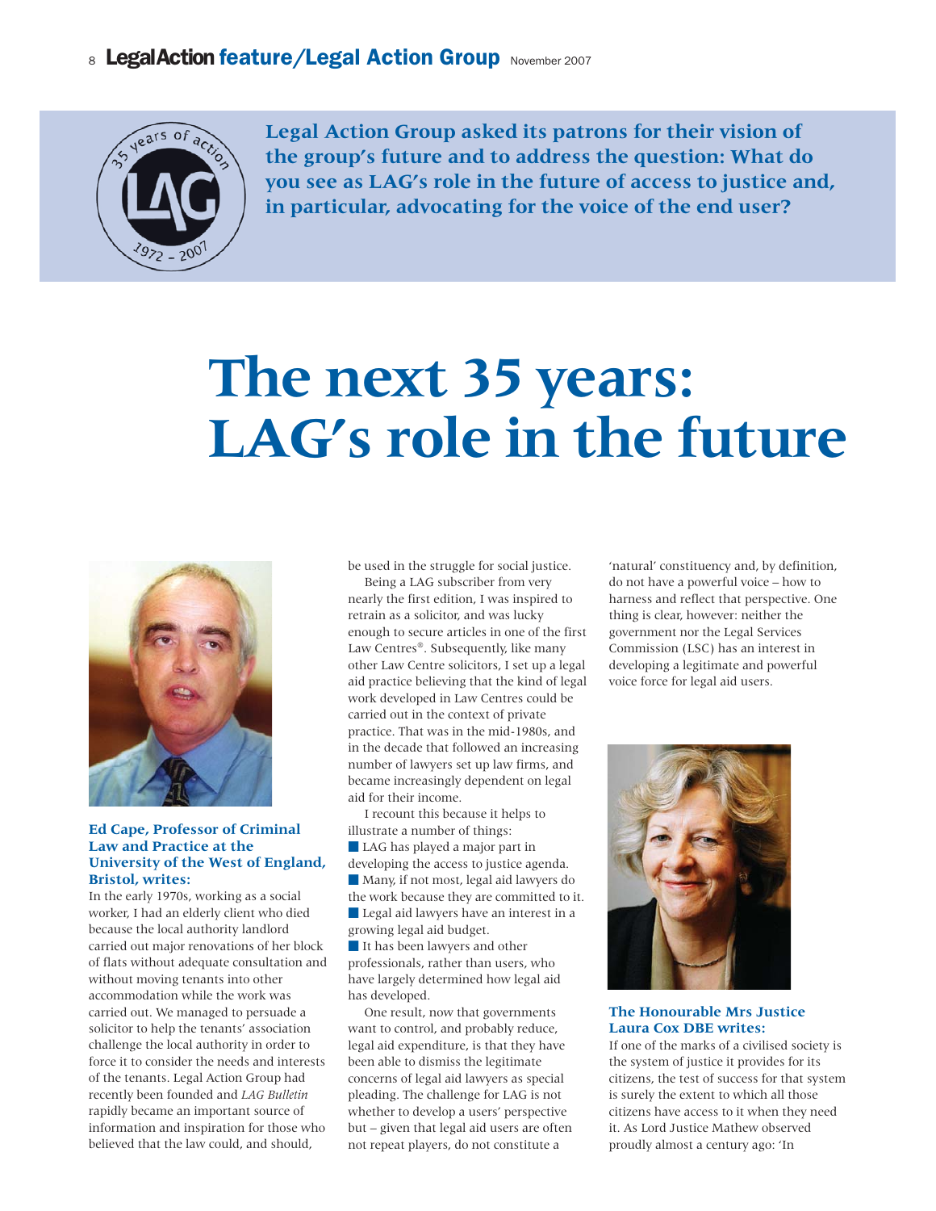**Legal Action Group asked its patrons for their vision of the group's future and to address the question: What do you see as LAG's role in the future of access to justice and, in particular, advocating for the voice of the end user?**

# The next 35 years: LAG's role in the future

### Ed Cape, Professor of Criminal Law and Practice at the University of the West of England, Bristol, writes:

In the early 1970s, working as a social worker, I had an elderly client who died because the local authority landlord carried out major renovations of her block of flats without adequate consultation and without moving tenants into other accommodation while the work was carried out. We managed to persuade a solicitor to help the tenants' association challenge the local authority in order to force it to consider the needs and interests of the tenants. Legal Action Group had recently been founded and *LAG Bulletin* rapidly became an important source of information and inspiration for those who believed that the law could, and should, be used in the struggle for social justice.

Being a LAG subscriber from very nearly the first edition, I was inspired to retrain as a solicitor, and was lucky enough to secure articles in one of the first Law Centres®. Subsequently, like many other Law Centre solicitors, I set up a legal aid practice believing that the kind of legal work developed in Law Centres could be carried out in the context of private practice. That was in the mid-1980s, and in the decade that followed an increasing number of lawyers set up law firms, and became increasingly dependent on legal aid for their income.

I recount this because it helps to illustrate a number of things:

- LAG has played a major part in developing the access to justice agenda.
- Many, if not most, legal aid lawyers do the work because they are committed to it.
- Legal aid lawyers have an interest in a growing legal aid budget.
- It has been lawyers and other professionals, rather than users, who have largely determined how legal aid has developed.

One result, now that governments want to control, and probably reduce, legal aid expenditure, is that they have been able to dismiss the legitimate concerns of legal aid lawyers as special pleading. The challenge for LAG is not whether to develop a users' perspective but – given that legal aid users are often not repeat players, do not constitute a 'natural' constituency and, by definition, do not have a powerful voice – how to harness and reflect that perspective. One thing is clear, however: neither the government nor the Legal Services Commission (LSC) has an interest in developing a legitimate and powerful voice force for legal aid users.

### The Honourable Mrs Justice Laura Cox DBE writes:

If one of the marks of a civilised society is the system of justice it provides for its citizens, the test of success for that system is surely the extent to which all those citizens have access to it when they need it. As Lord Justice Mathew observed proudly almost a century ago: 'In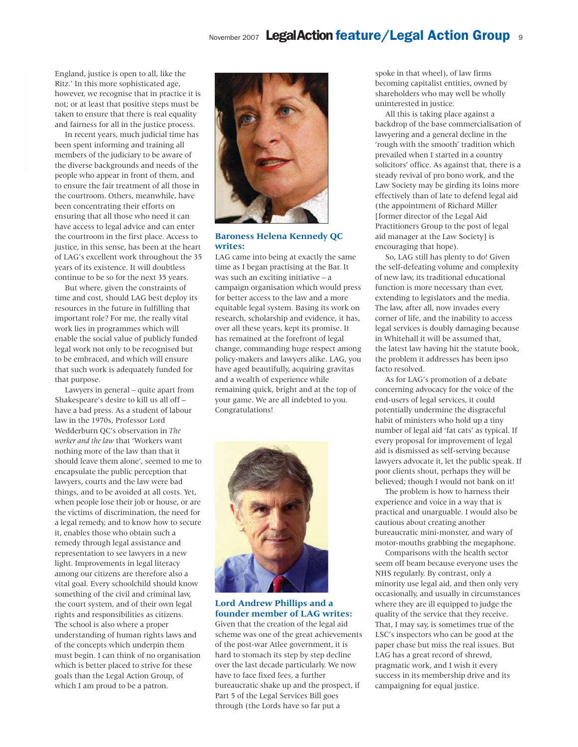England, justice is open to all, like the Ritz.' In this more sophisticated age, however, we recognise that in practice it is not; or at least that positive steps must be taken to ensure that there is real equality and fairness for all in the justice process.

In recent years, much judicial time has been spent informing and training all members of the judiciary to be aware of the diverse backgrounds and needs of the people who appear in front of them, and to ensure the fair treatment of all those in the courtroom. Others, meanwhile, have been concentrating their efforts on ensuring that all those who need it can have access to legal advice and can enter the courtroom in the first place. Access to justice, in this sense, has been at the heart of LAG's excellent work throughout the 35 years of its existence. It will doubtless continue to be so for the next 35 years.

But where, given the constraints of time and cost, should LAG best deploy its resources in the future in fulfilling that important role? For me, the really vital work lies in programmes which will enable the social value of publicly funded legal work not only to be recognised but to be embraced, and which will ensure that such work is adequately funded for that purpose.

Lawyers in general – quite apart from Shakespeare's desire to kill us all off – have a bad press. As a student of labour law in the 1970s, Professor Lord Wedderburn QC's observation in *The worker and the law* that 'Workers want nothing more of the law than that it should leave them alone', seemed to me to encapsulate the public perception that lawyers, courts and the law were bad things, and to be avoided at all costs. Yet, when people lose their job or house, or are the victims of discrimination, the need for a legal remedy, and to know how to secure it, enables those who obtain such a remedy through legal assistance and representation to see lawyers in a new light. Improvements in legal literacy among our citizens are therefore also a vital goal. Every schoolchild should know something of the civil and criminal law, the court system, and of their own legal rights and responsibilities as citizens. The school is also where a proper understanding of human rights laws and of the concepts which underpin them must begin. I can think of no organisation which is better placed to strive for these goals than the Legal Action Group, of which I am proud to be a patron.

### Baroness Helena Kennedy QC writes:

LAG came into being at exactly the same time as I began practising at the Bar. It was such an exciting initiative – a campaign organisation which would press for better access to the law and a more equitable legal system. Basing its work on research, scholarship and evidence, it has, over all these years, kept its promise. It has remained at the forefront of legal change, commanding huge respect among policy-makers and lawyers alike. LAG, you have aged beautifully, acquiring gravitas and a wealth of experience while remaining quick, bright and at the top of your game. We are all indebted to you. Congratulations!

### Lord Andrew Phillips and a founder member of LAG writes:

Given that the creation of the legal aid scheme was one of the great achievements of the post-war Atlee government, it is hard to stomach its step by step decline over the last decade particularly. We now have to face fixed fees, a further bureaucratic shake up and the prospect, if Part 5 of the Legal Services Bill goes through (the Lords have so far put a spoke in that wheel), of law firms becoming capitalist entities, owned by shareholders who may well be wholly uninterested in justice.

All this is taking place against a backdrop of the base commercialisation of lawyering and a general decline in the 'rough with the smooth' tradition which prevailed when I started in a country solicitors' office. As against that, there is a steady revival of pro bono work, and the Law Society may be girding its loins more effectively than of late to defend legal aid (the appointment of Richard Miller [former director of the Legal Aid Practitioners Group to the post of legal aid manager at the Law Society] is encouraging that hope).

So, LAG still has plenty to do! Given the self-defeating volume and complexity of new law, its traditional educational function is more necessary than ever, extending to legislators and the media. The law, after all, now invades every corner of life, and the inability to access legal services is doubly damaging because in Whitehall it will be assumed that, the latest law having hit the statute book, the problem it addresses has been ipso facto resolved.

As for LAG's promotion of a debate concerning advocacy for the voice of the end-users of legal services, it could potentially undermine the disgraceful habit of ministers who hold up a tiny number of legal aid 'fat cats' as typical. If every proposal for improvement of legal aid is dismissed as self-serving because lawyers advocate it, let the public speak. If poor clients shout, perhaps they will be believed; though I would not bank on it!

The problem is how to harness their experience and voice in a way that is practical and unarguable. I would also be cautious about creating another bureaucratic mini-monster, and wary of motor-mouths grabbing the megaphone.

Comparisons with the health sector seem off beam because everyone uses the NHS regularly. By contrast, only a minority use legal aid, and then only very occasionally, and usually in circumstances where they are ill equipped to judge the quality of the service that they receive. That, I may say, is sometimes true of the LSC's inspectors who can be good at the paper chase but miss the real issues. But LAG has a great record of shrewd, pragmatic work, and I wish it every success in its membership drive and its campaigning for equal justice.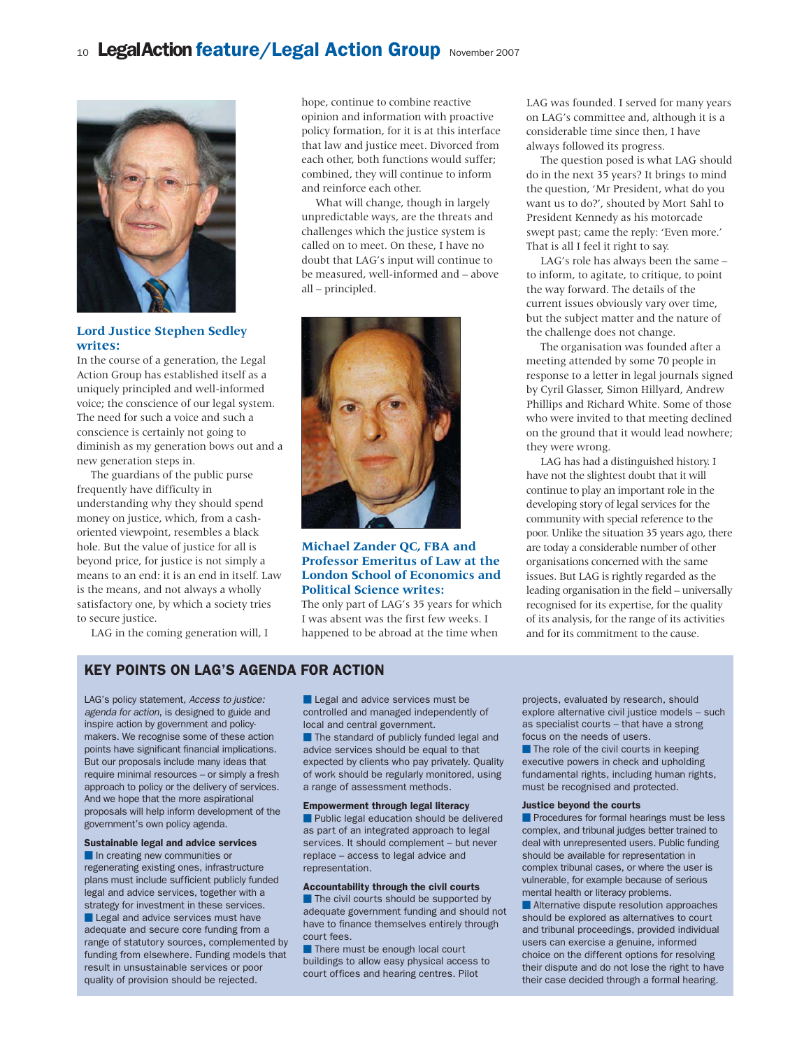**Lord Justice Stephen Sedley writes:**

In the course of a generation, the Legal Action Group has established itself as a uniquely principled and well-informed voice; the conscience of our legal system. The need for such a voice and such a conscience is certainly not going to diminish as my generation bows out and a new generation steps in.

The guardians of the public purse frequently have difficulty in understanding why they should spend money on justice, which, from a cash-oriented viewpoint, resembles a black hole. But the value of justice for all is beyond price, for justice is not simply a means to an end: it is an end in itself. Law is the means, and not always a wholly satisfactory one, by which a society tries to secure justice.

LAG in the coming generation will, I hope, continue to combine reactive opinion and information with proactive policy formation, for it is at this interface that law and justice meet. Divorced from each other, both functions would suffer; combined, they will continue to inform and reinforce each other.

What will change, though in largely unpredictable ways, are the threats and challenges which the justice system is called on to meet. On these, I have no doubt that LAG's input will continue to be measured, well-informed and – above all – principled.

**Michael Zander QC, FBA and Professor Emeritus of Law at the London School of Economics and Political Science writes:**

The only part of LAG's 35 years for which I was absent was the first few weeks. I happened to be abroad at the time when LAG was founded. I served for many years on LAG's committee and, although it is a considerable time since then, I have always followed its progress.

The question posed is what LAG should do in the next 35 years? It brings to mind the question, 'Mr President, what do you want us to do?', shouted by Mort Sahl to President Kennedy as his motorcade swept past; came the reply: 'Even more.' That is all I feel it right to say.

LAG's role has always been the same – to inform, to agitate, to critique, to point the way forward. The details of the current issues obviously vary over time, but the subject matter and the nature of the challenge does not change.

The organisation was founded after a meeting attended by some 70 people in response to a letter in legal journals signed by Cyril Glasser, Simon Hillyard, Andrew Phillips and Richard White. Some of those who were invited to that meeting declined on the ground that it would lead nowhere; they were wrong.

LAG has had a distinguished history. I have not the slightest doubt that it will continue to play an important role in the developing story of legal services for the community with special reference to the poor. Unlike the situation 35 years ago, there are today a considerable number of other organisations concerned with the same issues. But LAG is rightly regarded as the leading organisation in the field – universally recognised for its expertise, for the quality of its analysis, for the range of its activities and for its commitment to the cause.

## KEY POINTS ON LAG'S AGENDA FOR ACTION

LAG's policy statement, *Access to justice: agenda for action*, is designed to guide and inspire action by government and policy-makers. We recognise some of these action points have significant financial implications. But our proposals include many ideas that require minimal resources – or simply a fresh approach to policy or the delivery of services. And we hope that the more aspirational proposals will help inform development of the government's own policy agenda.

### Sustainable legal and advice services

- In creating new communities or regenerating existing ones, infrastructure plans must include sufficient publicly funded legal and advice services, together with a strategy for investment in these services.
- Legal and advice services must have adequate and secure core funding from a range of statutory sources, complemented by funding from elsewhere. Funding models that result in unsustainable services or poor quality of provision should be rejected.
- Legal and advice services must be controlled and managed independently of local and central government.
- The standard of publicly funded legal and advice services should be equal to that expected by clients who pay privately. Quality of work should be regularly monitored, using a range of assessment methods.

### Empowerment through legal literacy

- Public legal education should be delivered as part of an integrated approach to legal services. It should complement – but never replace – access to legal advice and representation.

### Accountability through the civil courts

- The civil courts should be supported by adequate government funding and should not have to finance themselves entirely through court fees.
- There must be enough local court buildings to allow easy physical access to court offices and hearing centres. Pilot projects, evaluated by research, should explore alternative civil justice models – such as specialist courts – that have a strong focus on the needs of users.
- The role of the civil courts in keeping executive powers in check and upholding fundamental rights, including human rights, must be recognised and protected.

### Justice beyond the courts

- Procedures for formal hearings must be less complex, and tribunal judges better trained to deal with unrepresented users. Public funding should be available for representation in complex tribunal cases, or where the user is vulnerable, for example because of serious mental health or literacy problems.
- Alternative dispute resolution approaches should be explored as alternatives to court and tribunal proceedings, provided individual users can exercise a genuine, informed choice on the different options for resolving their dispute and do not lose the right to have their case decided through a formal hearing.